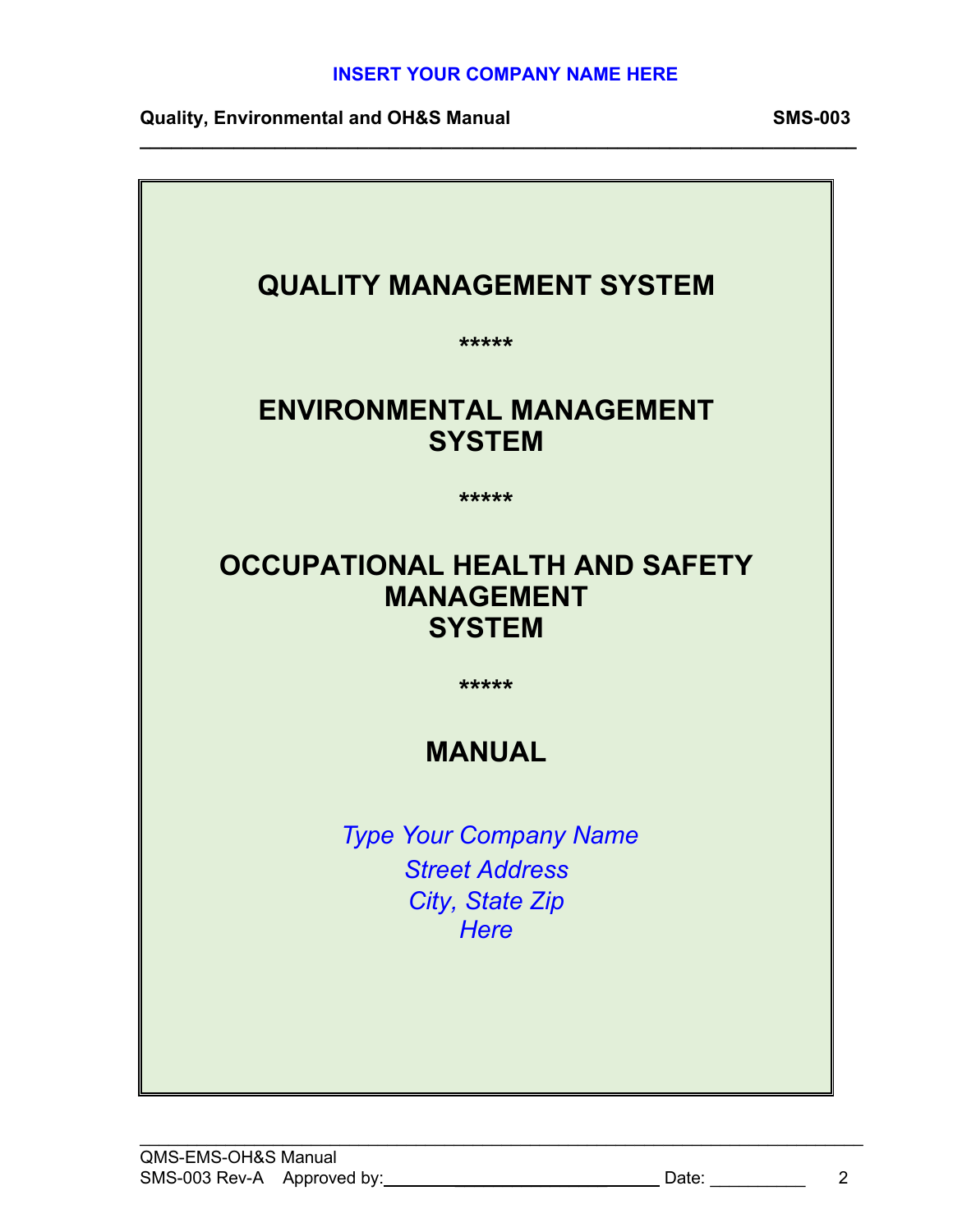# QUALITY MANAGEMENT SYSTEM

*****

# ENVIRONMENTAL MANAGEMENT SYSTEM

*****

# OCCUPATIONAL HEALTH AND SAFETY MANAGEMENT SYSTEM

*****

# MANUAL

*Type Your Company Name*
*Street Address*
*City, State Zip*
*Here*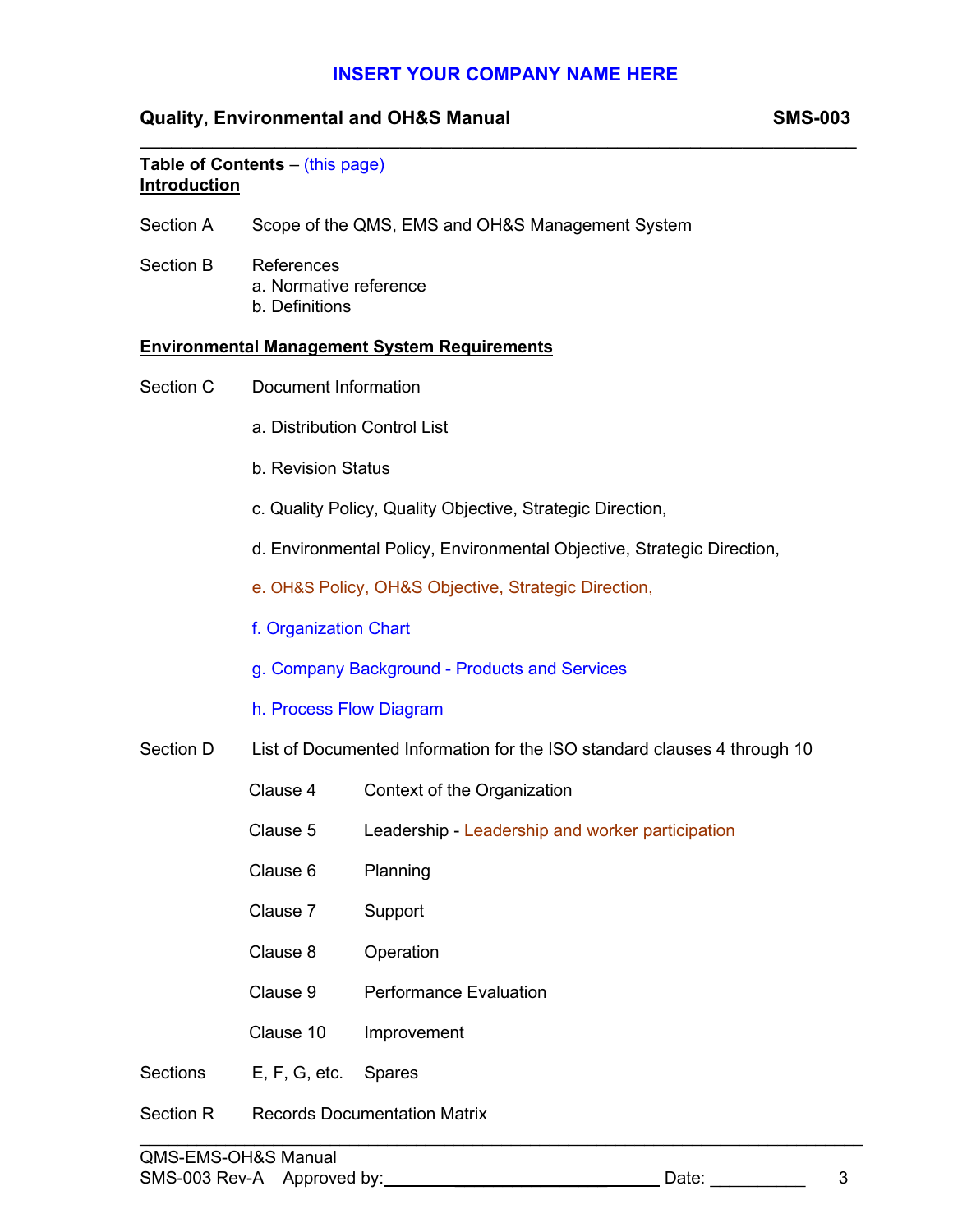**INSERT YOUR COMPANY NAME HERE**

**Quality, Environmental and OH&S Manual** **SMS-003**

**Table of Contents** – (this page)

**Introduction**

Section A Scope of the QMS, EMS and OH&S Management System

Section B References
- a. Normative reference
- b. Definitions

**Environmental Management System Requirements**

Section C Document Information

- a. Distribution Control List
- b. Revision Status
- c. Quality Policy, Quality Objective, Strategic Direction,
- d. Environmental Policy, Environmental Objective, Strategic Direction,
- e. OH&S Policy, OH&S Objective, Strategic Direction,
- f. Organization Chart
- g. Company Background - Products and Services
- h. Process Flow Diagram

Section D List of Documented Information for the ISO standard clauses 4 through 10

| Clause | Title |
|---|---|
| Clause 4 | Context of the Organization |
| Clause 5 | Leadership - Leadership and worker participation |
| Clause 6 | Planning |
| Clause 7 | Support |
| Clause 8 | Operation |
| Clause 9 | Performance Evaluation |
| Clause 10 | Improvement |

Sections E, F, G, etc. Spares

Section R Records Documentation Matrix

QMS-EMS-OH&S Manual
SMS-003 Rev-A Approved by:______________________________ Date: __________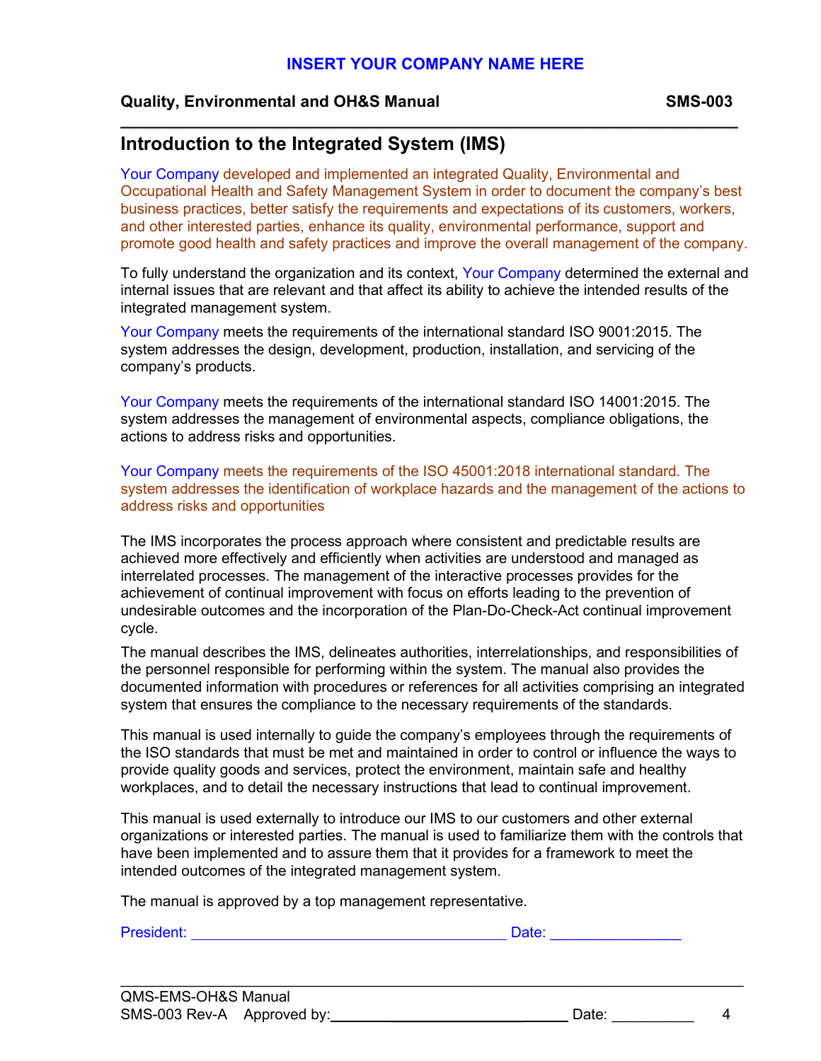INSERT YOUR COMPANY NAME HERE

**Quality, Environmental and OH&S Manual** **SMS-003**

## Introduction to the Integrated System (IMS)

Your Company developed and implemented an integrated Quality, Environmental and Occupational Health and Safety Management System in order to document the company's best business practices, better satisfy the requirements and expectations of its customers, workers, and other interested parties, enhance its quality, environmental performance, support and promote good health and safety practices and improve the overall management of the company.

To fully understand the organization and its context, Your Company determined the external and internal issues that are relevant and that affect its ability to achieve the intended results of the integrated management system.

Your Company meets the requirements of the international standard ISO 9001:2015. The system addresses the design, development, production, installation, and servicing of the company's products.

Your Company meets the requirements of the international standard ISO 14001:2015. The system addresses the management of environmental aspects, compliance obligations, the actions to address risks and opportunities.

Your Company meets the requirements of the ISO 45001:2018 international standard. The system addresses the identification of workplace hazards and the management of the actions to address risks and opportunities

The IMS incorporates the process approach where consistent and predictable results are achieved more effectively and efficiently when activities are understood and managed as interrelated processes. The management of the interactive processes provides for the achievement of continual improvement with focus on efforts leading to the prevention of undesirable outcomes and the incorporation of the Plan-Do-Check-Act continual improvement cycle.

The manual describes the IMS, delineates authorities, interrelationships, and responsibilities of the personnel responsible for performing within the system. The manual also provides the documented information with procedures or references for all activities comprising an integrated system that ensures the compliance to the necessary requirements of the standards.

This manual is used internally to guide the company's employees through the requirements of the ISO standards that must be met and maintained in order to control or influence the ways to provide quality goods and services, protect the environment, maintain safe and healthy workplaces, and to detail the necessary instructions that lead to continual improvement.

This manual is used externally to introduce our IMS to our customers and other external organizations or interested parties. The manual is used to familiarize them with the controls that have been implemented and to assure them that it provides for a framework to meet the intended outcomes of the integrated management system.

The manual is approved by a top management representative.

President: ______________________________________ Date: ________________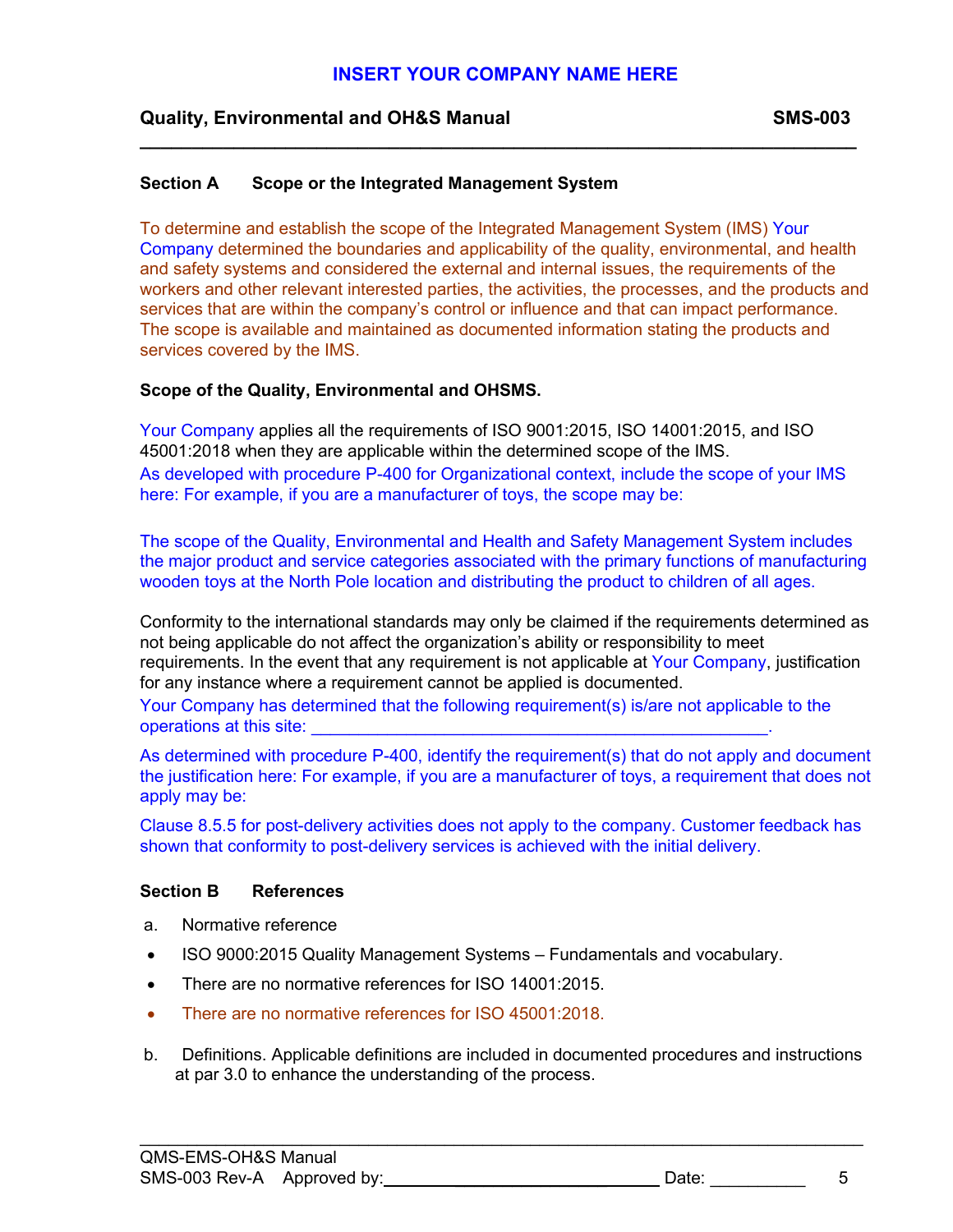**INSERT YOUR COMPANY NAME HERE**

**Quality, Environmental and OH&S Manual** **SMS-003**

### Section A Scope or the Integrated Management System

To determine and establish the scope of the Integrated Management System (IMS) Your Company determined the boundaries and applicability of the quality, environmental, and health and safety systems and considered the external and internal issues, the requirements of the workers and other relevant interested parties, the activities, the processes, and the products and services that are within the company's control or influence and that can impact performance. The scope is available and maintained as documented information stating the products and services covered by the IMS.

**Scope of the Quality, Environmental and OHSMS.**

Your Company applies all the requirements of ISO 9001:2015, ISO 14001:2015, and ISO 45001:2018 when they are applicable within the determined scope of the IMS.
As developed with procedure P-400 for Organizational context, include the scope of your IMS here: For example, if you are a manufacturer of toys, the scope may be:

The scope of the Quality, Environmental and Health and Safety Management System includes the major product and service categories associated with the primary functions of manufacturing wooden toys at the North Pole location and distributing the product to children of all ages.

Conformity to the international standards may only be claimed if the requirements determined as not being applicable do not affect the organization's ability or responsibility to meet requirements. In the event that any requirement is not applicable at Your Company, justification for any instance where a requirement cannot be applied is documented.
Your Company has determined that the following requirement(s) is/are not applicable to the operations at this site: ________________________________________________.

As determined with procedure P-400, identify the requirement(s) that do not apply and document the justification here: For example, if you are a manufacturer of toys, a requirement that does not apply may be:

Clause 8.5.5 for post-delivery activities does not apply to the company. Customer feedback has shown that conformity to post-delivery services is achieved with the initial delivery.

### Section B References

a. Normative reference

- ISO 9000:2015 Quality Management Systems – Fundamentals and vocabulary.
- There are no normative references for ISO 14001:2015.
- There are no normative references for ISO 45001:2018.

b. Definitions. Applicable definitions are included in documented procedures and instructions at par 3.0 to enhance the understanding of the process.

QMS-EMS-OH&S Manual
SMS-003 Rev-A Approved by:______________________________ Date: __________